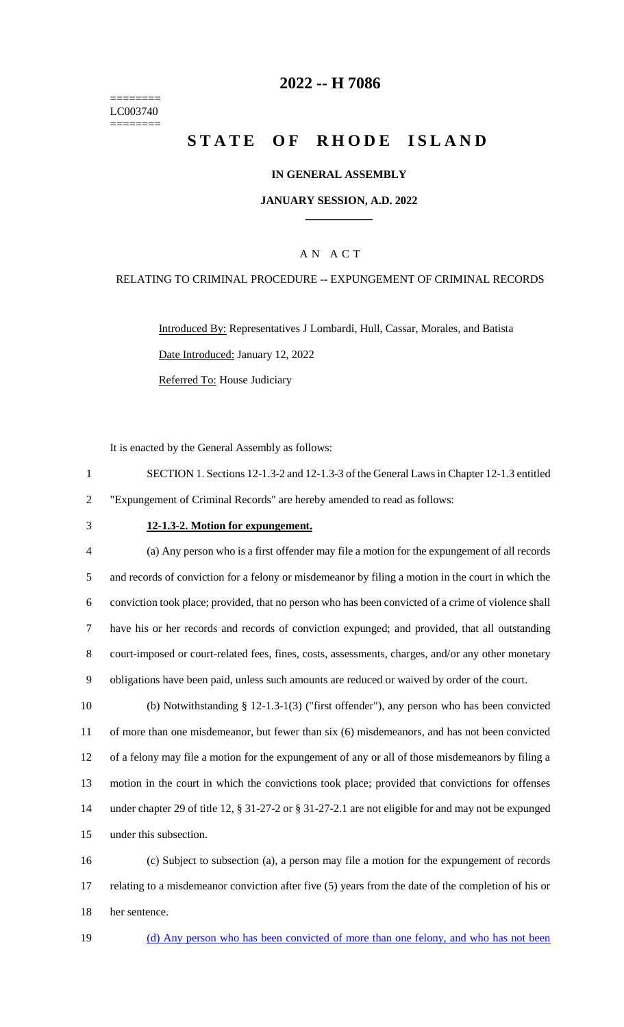========
LC003740
========

# 2022 -- H 7086

# STATE OF RHODE ISLAND

### IN GENERAL ASSEMBLY

### JANUARY SESSION, A.D. 2022

### A N A C T

RELATING TO CRIMINAL PROCEDURE -- EXPUNGEMENT OF CRIMINAL RECORDS

Introduced By: Representatives J Lombardi, Hull, Cassar, Morales, and Batista

Date Introduced: January 12, 2022

Referred To: House Judiciary

It is enacted by the General Assembly as follows:

SECTION 1. Sections 12-1.3-2 and 12-1.3-3 of the General Laws in Chapter 12-1.3 entitled "Expungement of Criminal Records" are hereby amended to read as follows:

**12-1.3-2. Motion for expungement.**

(a) Any person who is a first offender may file a motion for the expungement of all records and records of conviction for a felony or misdemeanor by filing a motion in the court in which the conviction took place; provided, that no person who has been convicted of a crime of violence shall have his or her records and records of conviction expunged; and provided, that all outstanding court-imposed or court-related fees, fines, costs, assessments, charges, and/or any other monetary obligations have been paid, unless such amounts are reduced or waived by order of the court.

(b) Notwithstanding § 12-1.3-1(3) ("first offender"), any person who has been convicted of more than one misdemeanor, but fewer than six (6) misdemeanors, and has not been convicted of a felony may file a motion for the expungement of any or all of those misdemeanors by filing a motion in the court in which the convictions took place; provided that convictions for offenses under chapter 29 of title 12, § 31-27-2 or § 31-27-2.1 are not eligible for and may not be expunged under this subsection.

(c) Subject to subsection (a), a person may file a motion for the expungement of records relating to a misdemeanor conviction after five (5) years from the date of the completion of his or her sentence.

<u>(d) Any person who has been convicted of more than one felony, and who has not been</u>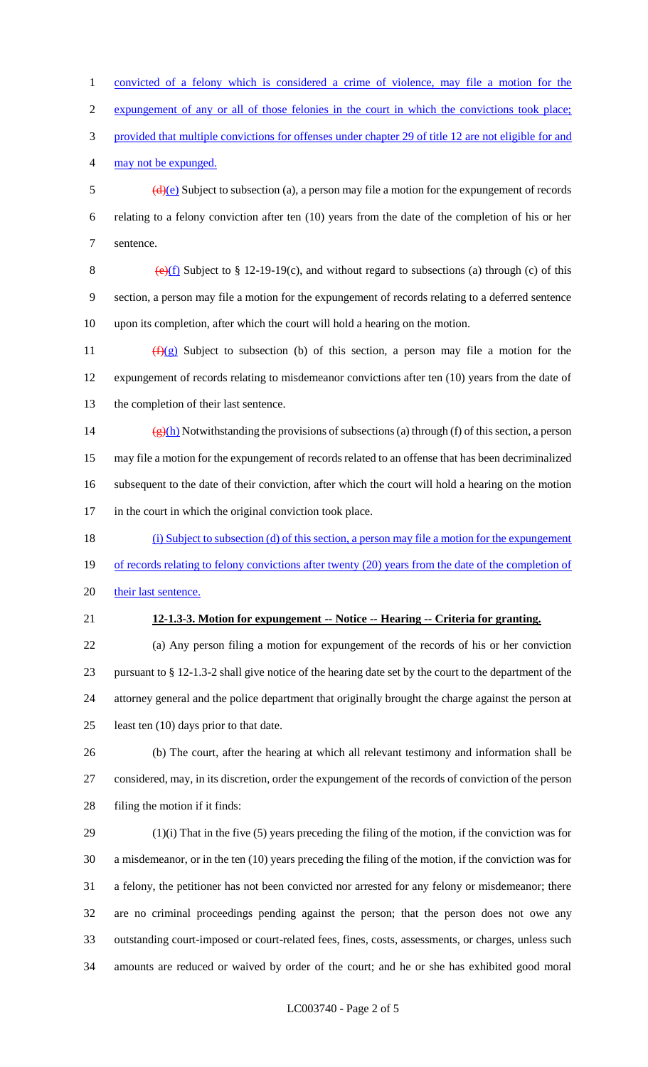convicted of a felony which is considered a crime of violence, may file a motion for the expungement of any or all of those felonies in the court in which the convictions took place; provided that multiple convictions for offenses under chapter 29 of title 12 are not eligible for and may not be expunged.

~~(d)~~(e) Subject to subsection (a), a person may file a motion for the expungement of records relating to a felony conviction after ten (10) years from the date of the completion of his or her sentence.

~~(e)~~(f) Subject to § 12-19-19(c), and without regard to subsections (a) through (c) of this section, a person may file a motion for the expungement of records relating to a deferred sentence upon its completion, after which the court will hold a hearing on the motion.

~~(f)~~(g) Subject to subsection (b) of this section, a person may file a motion for the expungement of records relating to misdemeanor convictions after ten (10) years from the date of the completion of their last sentence.

~~(g)~~(h) Notwithstanding the provisions of subsections (a) through (f) of this section, a person may file a motion for the expungement of records related to an offense that has been decriminalized subsequent to the date of their conviction, after which the court will hold a hearing on the motion in the court in which the original conviction took place.

(i) Subject to subsection (d) of this section, a person may file a motion for the expungement of records relating to felony convictions after twenty (20) years from the date of the completion of their last sentence.

**12-1.3-3. Motion for expungement -- Notice -- Hearing -- Criteria for granting.**

(a) Any person filing a motion for expungement of the records of his or her conviction pursuant to § 12-1.3-2 shall give notice of the hearing date set by the court to the department of the attorney general and the police department that originally brought the charge against the person at least ten (10) days prior to that date.

(b) The court, after the hearing at which all relevant testimony and information shall be considered, may, in its discretion, order the expungement of the records of conviction of the person filing the motion if it finds:

(1)(i) That in the five (5) years preceding the filing of the motion, if the conviction was for a misdemeanor, or in the ten (10) years preceding the filing of the motion, if the conviction was for a felony, the petitioner has not been convicted nor arrested for any felony or misdemeanor; there are no criminal proceedings pending against the person; that the person does not owe any outstanding court-imposed or court-related fees, fines, costs, assessments, or charges, unless such amounts are reduced or waived by order of the court; and he or she has exhibited good moral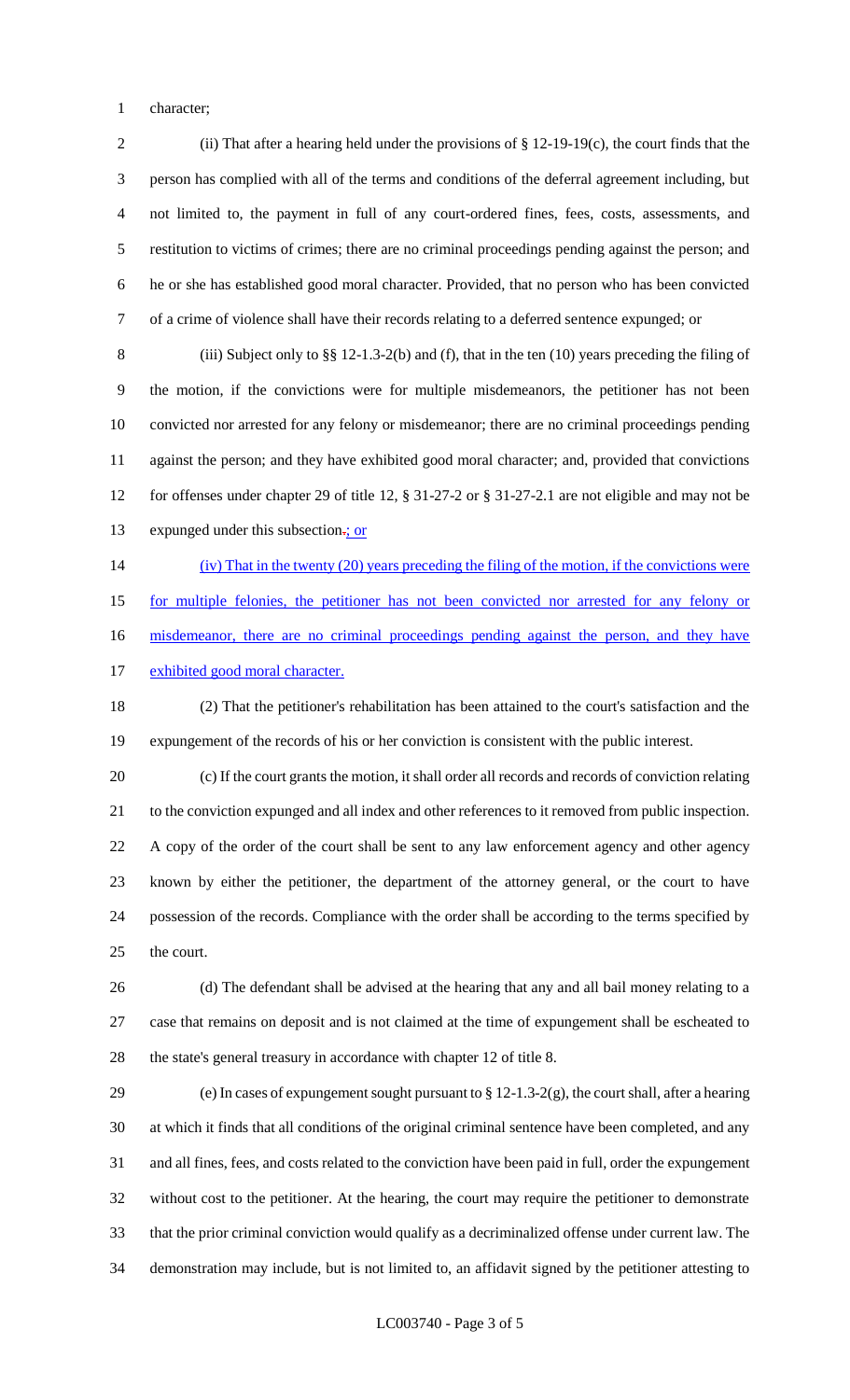character;

(ii) That after a hearing held under the provisions of § 12-19-19(c), the court finds that the person has complied with all of the terms and conditions of the deferral agreement including, but not limited to, the payment in full of any court-ordered fines, fees, costs, assessments, and restitution to victims of crimes; there are no criminal proceedings pending against the person; and he or she has established good moral character. Provided, that no person who has been convicted of a crime of violence shall have their records relating to a deferred sentence expunged; or

(iii) Subject only to §§ 12-1.3-2(b) and (f), that in the ten (10) years preceding the filing of the motion, if the convictions were for multiple misdemeanors, the petitioner has not been convicted nor arrested for any felony or misdemeanor; there are no criminal proceedings pending against the person; and they have exhibited good moral character; and, provided that convictions for offenses under chapter 29 of title 12, § 31-27-2 or § 31-27-2.1 are not eligible and may not be expunged under this subsection.; or

(iv) That in the twenty (20) years preceding the filing of the motion, if the convictions were for multiple felonies, the petitioner has not been convicted nor arrested for any felony or misdemeanor, there are no criminal proceedings pending against the person, and they have exhibited good moral character.

(2) That the petitioner's rehabilitation has been attained to the court's satisfaction and the expungement of the records of his or her conviction is consistent with the public interest.

(c) If the court grants the motion, it shall order all records and records of conviction relating to the conviction expunged and all index and other references to it removed from public inspection. A copy of the order of the court shall be sent to any law enforcement agency and other agency known by either the petitioner, the department of the attorney general, or the court to have possession of the records. Compliance with the order shall be according to the terms specified by the court.

(d) The defendant shall be advised at the hearing that any and all bail money relating to a case that remains on deposit and is not claimed at the time of expungement shall be escheated to the state's general treasury in accordance with chapter 12 of title 8.

(e) In cases of expungement sought pursuant to § 12-1.3-2(g), the court shall, after a hearing at which it finds that all conditions of the original criminal sentence have been completed, and any and all fines, fees, and costs related to the conviction have been paid in full, order the expungement without cost to the petitioner. At the hearing, the court may require the petitioner to demonstrate that the prior criminal conviction would qualify as a decriminalized offense under current law. The demonstration may include, but is not limited to, an affidavit signed by the petitioner attesting to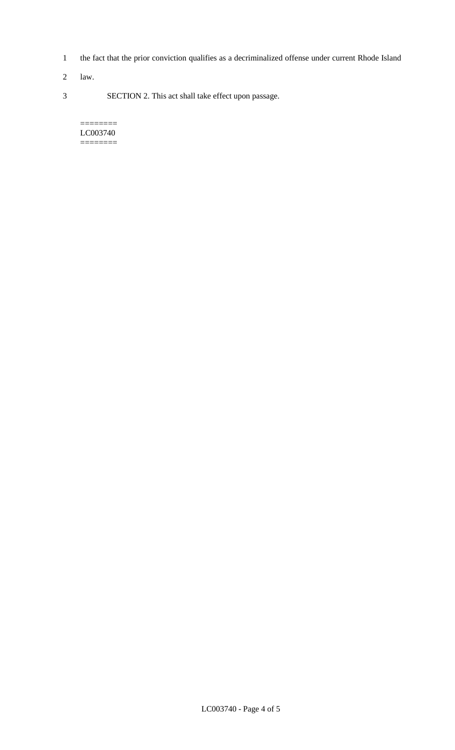the fact that the prior conviction qualifies as a decriminalized offense under current Rhode Island law.

SECTION 2. This act shall take effect upon passage.

========
LC003740
========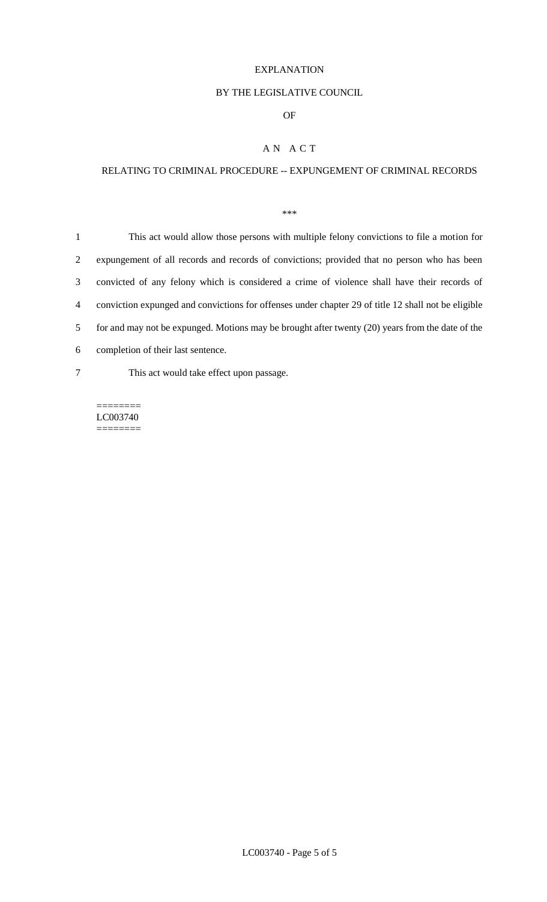EXPLANATION

BY THE LEGISLATIVE COUNCIL

OF

A N A C T

RELATING TO CRIMINAL PROCEDURE -- EXPUNGEMENT OF CRIMINAL RECORDS

***

This act would allow those persons with multiple felony convictions to file a motion for expungement of all records and records of convictions; provided that no person who has been convicted of any felony which is considered a crime of violence shall have their records of conviction expunged and convictions for offenses under chapter 29 of title 12 shall not be eligible for and may not be expunged. Motions may be brought after twenty (20) years from the date of the completion of their last sentence.

This act would take effect upon passage.

========
LC003740
========